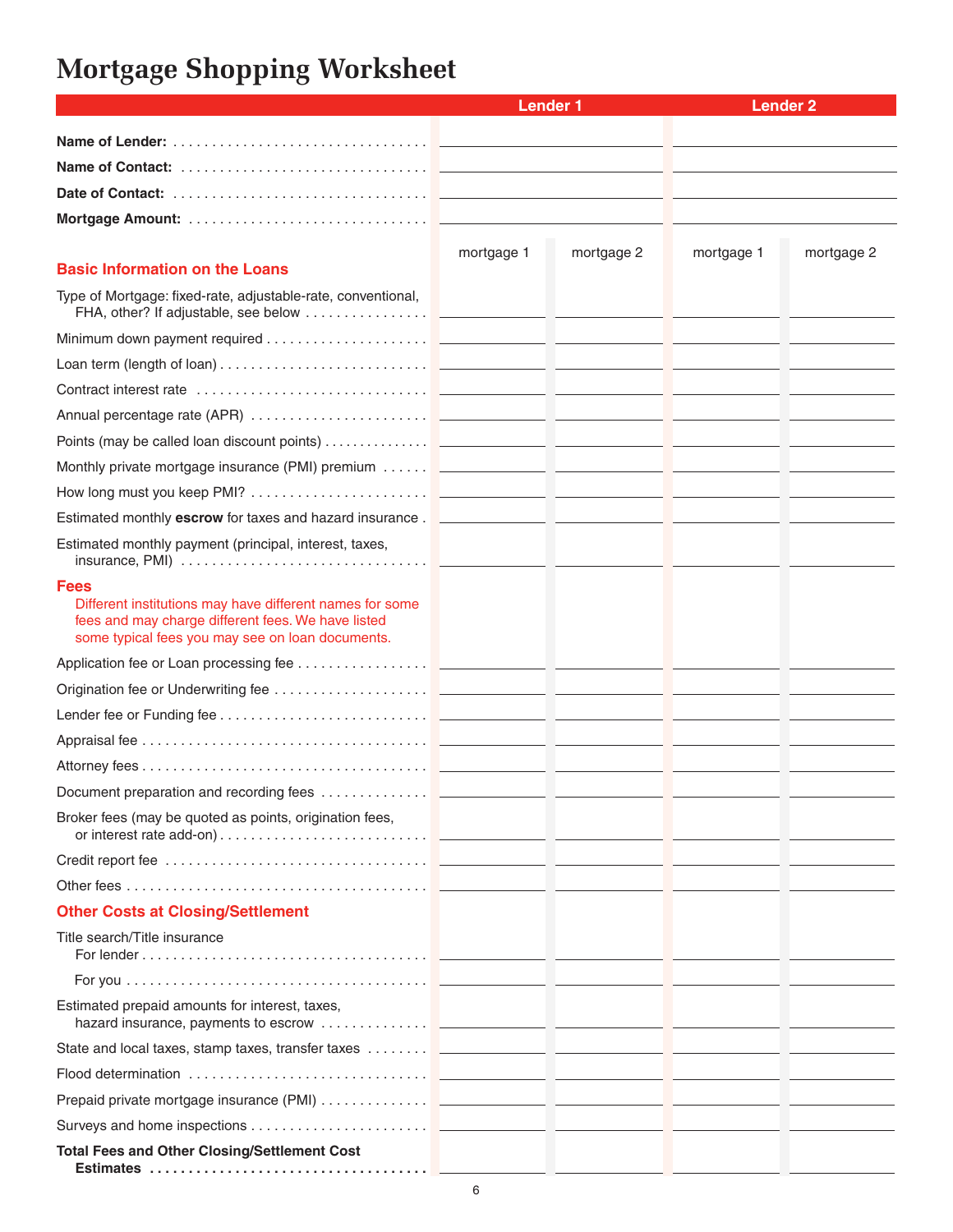# Mortgage Shopping Worksheet

| | Lender 1 | | Lender 2 | |
|---|---|---|---|---|
| **Name of Lender:** | | | | |
| **Name of Contact:** | | | | |
| **Date of Contact:** | | | | |
| **Mortgage Amount:** | | | | |
| | mortgage 1 | mortgage 2 | mortgage 1 | mortgage 2 |
| **Basic Information on the Loans** | | | | |
| Type of Mortgage: fixed-rate, adjustable-rate, conventional, FHA, other? If adjustable, see below | | | | |
| Minimum down payment required | | | | |
| Loan term (length of loan) | | | | |
| Contract interest rate | | | | |
| Annual percentage rate (APR) | | | | |
| Points (may be called loan discount points) | | | | |
| Monthly private mortgage insurance (PMI) premium | | | | |
| How long must you keep PMI? | | | | |
| Estimated monthly **escrow** for taxes and hazard insurance | | | | |
| Estimated monthly payment (principal, interest, taxes, insurance, PMI) | | | | |
| **Fees** — Different institutions may have different names for some fees and may charge different fees. We have listed some typical fees you may see on loan documents. | | | | |
| Application fee or Loan processing fee | | | | |
| Origination fee or Underwriting fee | | | | |
| Lender fee or Funding fee | | | | |
| Appraisal fee | | | | |
| Attorney fees | | | | |
| Document preparation and recording fees | | | | |
| Broker fees (may be quoted as points, origination fees, or interest rate add-on) | | | | |
| Credit report fee | | | | |
| Other fees | | | | |
| **Other Costs at Closing/Settlement** | | | | |
| Title search/Title insurance — For lender | | | | |
| For you | | | | |
| Estimated prepaid amounts for interest, taxes, hazard insurance, payments to escrow | | | | |
| State and local taxes, stamp taxes, transfer taxes | | | | |
| Flood determination | | | | |
| Prepaid private mortgage insurance (PMI) | | | | |
| Surveys and home inspections | | | | |
| **Total Fees and Other Closing/Settlement Cost Estimates** | | | | |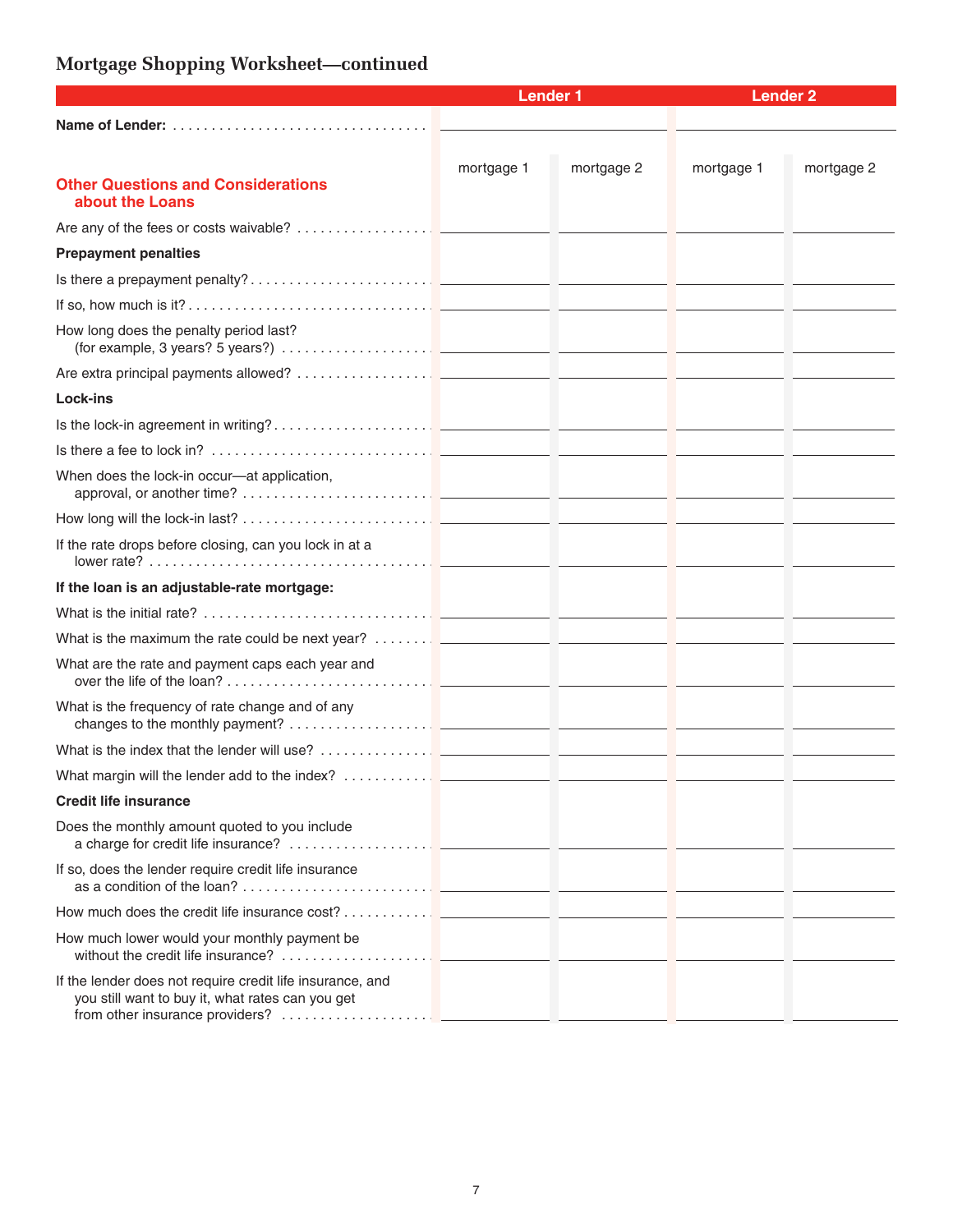## Mortgage Shopping Worksheet—continued

| | Lender 1 | | Lender 2 | |
|---|---|---|---|---|
| **Name of Lender:** | | | | |
| | mortgage 1 | mortgage 2 | mortgage 1 | mortgage 2 |
| **Other Questions and Considerations about the Loans** | | | | |
| Are any of the fees or costs waivable? | | | | |
| **Prepayment penalties** | | | | |
| Is there a prepayment penalty? | | | | |
| If so, how much is it? | | | | |
| How long does the penalty period last? (for example, 3 years? 5 years?) | | | | |
| Are extra principal payments allowed? | | | | |
| **Lock-ins** | | | | |
| Is the lock-in agreement in writing? | | | | |
| Is there a fee to lock in? | | | | |
| When does the lock-in occur—at application, approval, or another time? | | | | |
| How long will the lock-in last? | | | | |
| If the rate drops before closing, can you lock in at a lower rate? | | | | |
| **If the loan is an adjustable-rate mortgage:** | | | | |
| What is the initial rate? | | | | |
| What is the maximum the rate could be next year? | | | | |
| What are the rate and payment caps each year and over the life of the loan? | | | | |
| What is the frequency of rate change and of any changes to the monthly payment? | | | | |
| What is the index that the lender will use? | | | | |
| What margin will the lender add to the index? | | | | |
| **Credit life insurance** | | | | |
| Does the monthly amount quoted to you include a charge for credit life insurance? | | | | |
| If so, does the lender require credit life insurance as a condition of the loan? | | | | |
| How much does the credit life insurance cost? | | | | |
| How much lower would your monthly payment be without the credit life insurance? | | | | |
| If the lender does not require credit life insurance, and you still want to buy it, what rates can you get from other insurance providers? | | | | |